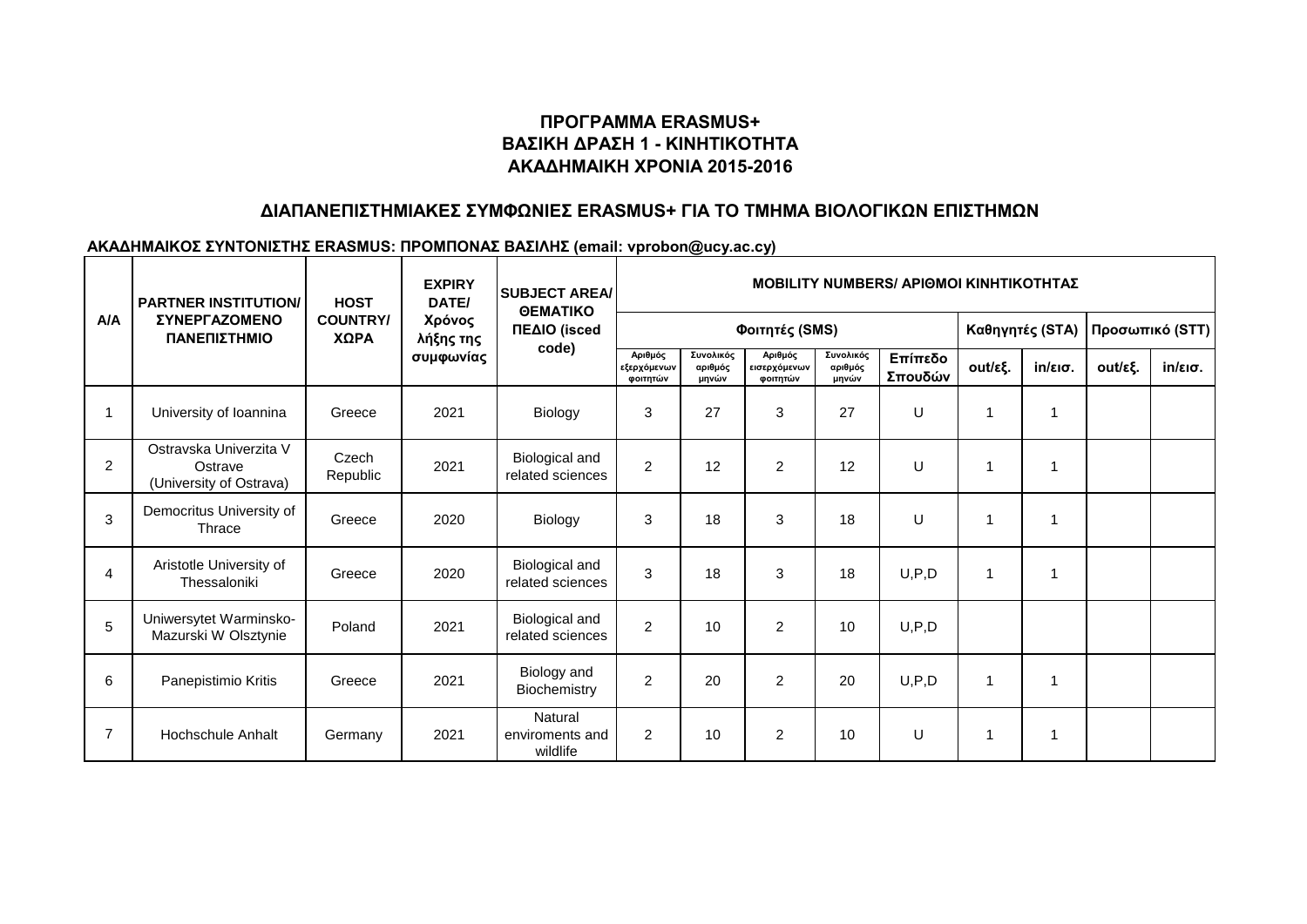# ΠΡΟΓΡΑΜΜΑ ERASMUS+
## ΒΑΣΙΚΗ ΔΡΑΣΗ 1 - ΚΙΝΗΤΙΚΟΤΗΤΑ
## ΑΚΑΔΗΜΑΙΚΗ ΧΡΟΝΙΑ 2015-2016

## ΔΙΑΠΑΝΕΠΙΣΤΗΜΙΑΚΕΣ ΣΥΜΦΩΝΙΕΣ ERASMUS+ ΓΙΑ ΤΟ ΤΜΗΜΑ ΒΙΟΛΟΓΙΚΩΝ ΕΠΙΣΤΗΜΩΝ

**ΑΚΑΔΗΜΑΙΚΟΣ ΣΥΝΤΟΝΙΣΤΗΣ ERASMUS: ΠΡΟΜΠΟΝΑΣ ΒΑΣΙΛΗΣ (email: vprobon@ucy.ac.cy)**

| A/A | PARTNER INSTITUTION/ ΣΥΝΕΡΓΑΖΟΜΕΝΟ ΠΑΝΕΠΙΣΤΗΜΙΟ | HOST COUNTRY/ ΧΩΡΑ | EXPIRY DATE/ Χρόνος λήξης της συμφωνίας | SUBJECT AREA/ ΘΕΜΑΤΙΚΟ ΠΕΔΙΟ (isced code) | MOBILITY NUMBERS/ ΑΡΙΘΜΟΙ ΚΙΝΗΤΙΚΟΤΗΤΑΣ | | | | | | | | |
|---|---|---|---|---|---|---|---|---|---|---|---|---|---|
| | | | | | Φοιτητές (SMS) | | | | | Καθηγητές (STA) | | Προσωπικό (STT) | |
| | | | | | Αριθμός εξερχόμενων φοιτητών | Συνολικός αριθμός μηνών | Αριθμός εισερχόμενων φοιτητών | Συνολικός αριθμός μηνών | Επίπεδο Σπουδών | out/εξ. | in/εισ. | out/εξ. | in/εισ. |
| 1 | University of Ioannina | Greece | 2021 | Biology | 3 | 27 | 3 | 27 | U | 1 | 1 | | |
| 2 | Ostravska Univerzita V Ostrave (University of Ostrava) | Czech Republic | 2021 | Biological and related sciences | 2 | 12 | 2 | 12 | U | 1 | 1 | | |
| 3 | Democritus University of Thrace | Greece | 2020 | Biology | 3 | 18 | 3 | 18 | U | 1 | 1 | | |
| 4 | Aristotle University of Thessaloniki | Greece | 2020 | Biological and related sciences | 3 | 18 | 3 | 18 | U,P,D | 1 | 1 | | |
| 5 | Uniwersytet Warminsko-Mazurski W Olsztynie | Poland | 2021 | Biological and related sciences | 2 | 10 | 2 | 10 | U,P,D | | | | |
| 6 | Panepistimio Kritis | Greece | 2021 | Biology and Biochemistry | 2 | 20 | 2 | 20 | U,P,D | 1 | 1 | | |
| 7 | Hochschule Anhalt | Germany | 2021 | Natural enviroments and wildlife | 2 | 10 | 2 | 10 | U | 1 | 1 | | |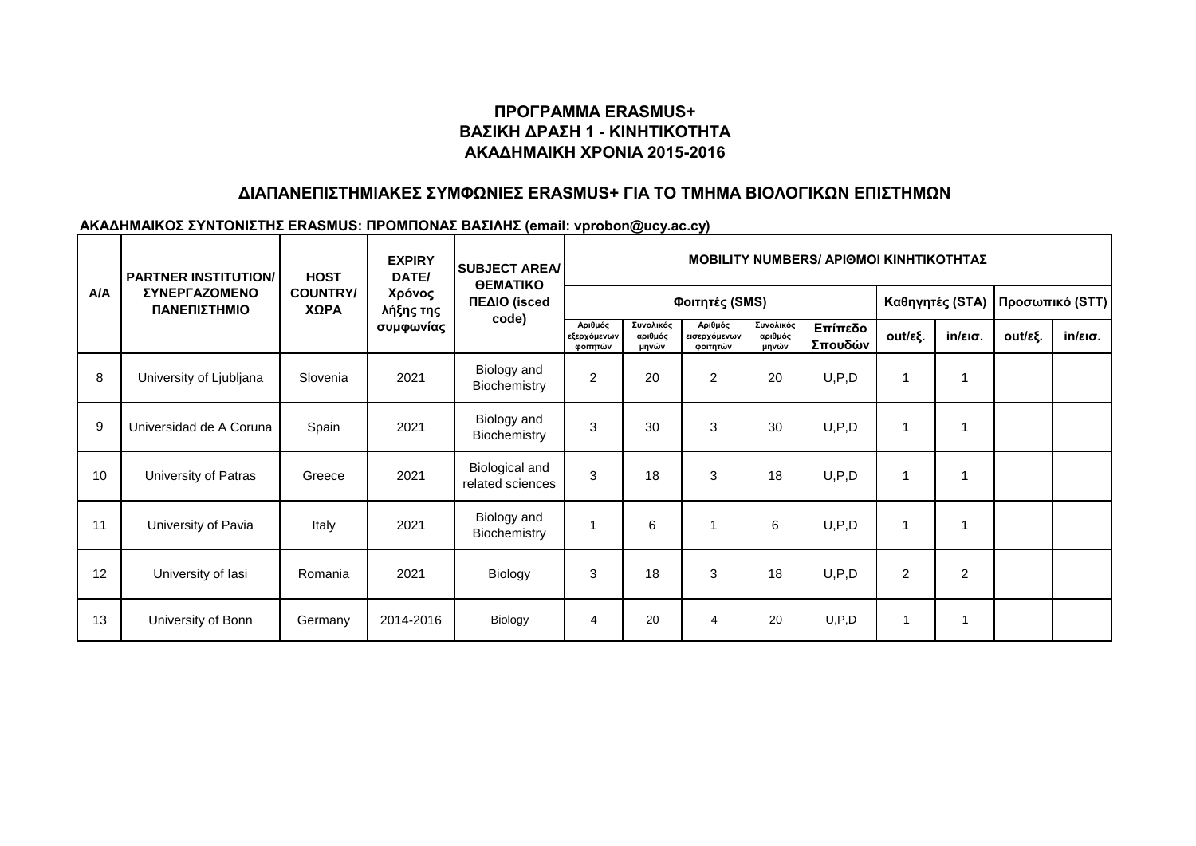**ΠΡΟΓΡΑΜΜΑ ERASMUS+**
**ΒΑΣΙΚΗ ΔΡΑΣΗ 1 - ΚΙΝΗΤΙΚΟΤΗΤΑ**
**ΑΚΑΔΗΜΑΙΚΗ ΧΡΟΝΙΑ 2015-2016**

## ΔΙΑΠΑΝΕΠΙΣΤΗΜΙΑΚΕΣ ΣΥΜΦΩΝΙΕΣ ERASMUS+ ΓΙΑ ΤΟ ΤΜΗΜΑ ΒΙΟΛΟΓΙΚΩΝ ΕΠΙΣΤΗΜΩΝ

**ΑΚΑΔΗΜΑΙΚΟΣ ΣΥΝΤΟΝΙΣΤΗΣ ERASMUS: ΠΡΟΜΠΟΝΑΣ ΒΑΣΙΛΗΣ (email: vprobon@ucy.ac.cy)**

| Α/Α | PARTNER INSTITUTION/ ΣΥΝΕΡΓΑΖΟΜΕΝΟ ΠΑΝΕΠΙΣΤΗΜΙΟ | HOST COUNTRY/ ΧΩΡΑ | EXPIRY DATE/ Χρόνος λήξης της συμφωνίας | SUBJECT AREA/ ΘΕΜΑΤΙΚΟ ΠΕΔΙΟ (isced code) | MOBILITY NUMBERS/ ΑΡΙΘΜΟΙ ΚΙΝΗΤΙΚΟΤΗΤΑΣ | | | | | | | | |
|---|---|---|---|---|---|---|---|---|---|---|---|---|---|
| | | | | | Φοιτητές (SMS) | | | | | Καθηγητές (STA) | | Προσωπικό (STT) | |
| | | | | | Αριθμός εξερχόμενων φοιτητών | Συνολικός αριθμός μηνών | Αριθμός εισερχόμενων φοιτητών | Συνολικός αριθμός μηνών | Επίπεδο Σπουδών | out/εξ. | in/εισ. | out/εξ. | in/εισ. |
| 8 | University of Ljubljana | Slovenia | 2021 | Biology and Biochemistry | 2 | 20 | 2 | 20 | U,P,D | 1 | 1 | | |
| 9 | Universidad de A Coruna | Spain | 2021 | Biology and Biochemistry | 3 | 30 | 3 | 30 | U,P,D | 1 | 1 | | |
| 10 | University of Patras | Greece | 2021 | Biological and related sciences | 3 | 18 | 3 | 18 | U,P,D | 1 | 1 | | |
| 11 | University of Pavia | Italy | 2021 | Biology and Biochemistry | 1 | 6 | 1 | 6 | U,P,D | 1 | 1 | | |
| 12 | University of Iasi | Romania | 2021 | Biology | 3 | 18 | 3 | 18 | U,P,D | 2 | 2 | | |
| 13 | University of Bonn | Germany | 2014-2016 | Biology | 4 | 20 | 4 | 20 | U,P,D | 1 | 1 | | |